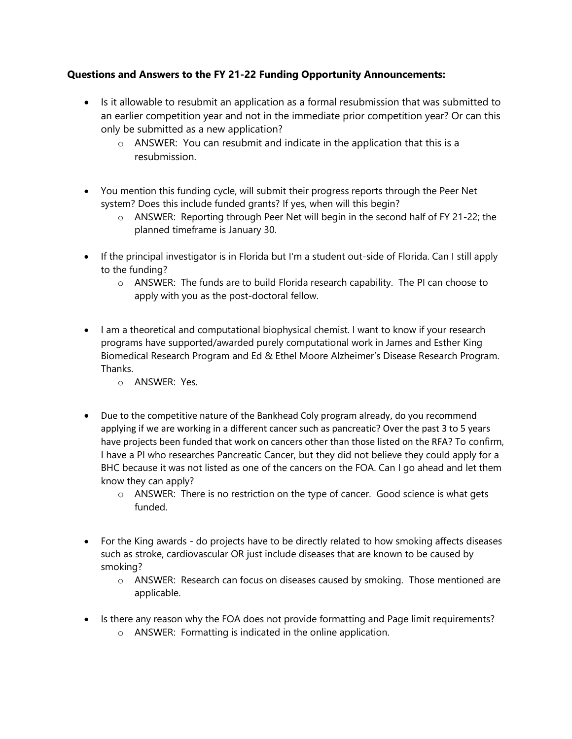**Questions and Answers to the FY 21-22 Funding Opportunity Announcements:**

- Is it allowable to resubmit an application as a formal resubmission that was submitted to an earlier competition year and not in the immediate prior competition year? Or can this only be submitted as a new application?
    - ANSWER: You can resubmit and indicate in the application that this is a resubmission.

- You mention this funding cycle, will submit their progress reports through the Peer Net system? Does this include funded grants? If yes, when will this begin?
    - ANSWER: Reporting through Peer Net will begin in the second half of FY 21-22; the planned timeframe is January 30.

- If the principal investigator is in Florida but I'm a student out-side of Florida. Can I still apply to the funding?
    - ANSWER: The funds are to build Florida research capability. The PI can choose to apply with you as the post-doctoral fellow.

- I am a theoretical and computational biophysical chemist. I want to know if your research programs have supported/awarded purely computational work in James and Esther King Biomedical Research Program and Ed & Ethel Moore Alzheimer's Disease Research Program. Thanks.
    - ANSWER: Yes.

- Due to the competitive nature of the Bankhead Coly program already, do you recommend applying if we are working in a different cancer such as pancreatic? Over the past 3 to 5 years have projects been funded that work on cancers other than those listed on the RFA? To confirm, I have a PI who researches Pancreatic Cancer, but they did not believe they could apply for a BHC because it was not listed as one of the cancers on the FOA. Can I go ahead and let them know they can apply?
    - ANSWER: There is no restriction on the type of cancer. Good science is what gets funded.

- For the King awards - do projects have to be directly related to how smoking affects diseases such as stroke, cardiovascular OR just include diseases that are known to be caused by smoking?
    - ANSWER: Research can focus on diseases caused by smoking. Those mentioned are applicable.

- Is there any reason why the FOA does not provide formatting and Page limit requirements?
    - ANSWER: Formatting is indicated in the online application.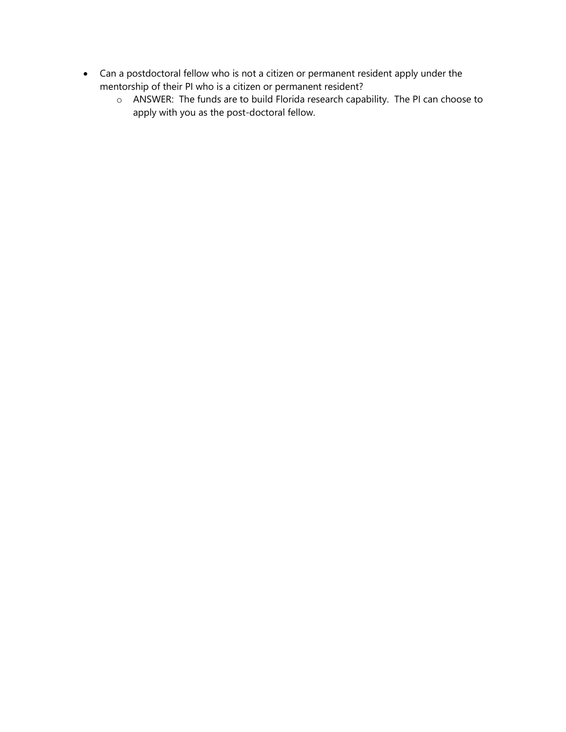- Can a postdoctoral fellow who is not a citizen or permanent resident apply under the mentorship of their PI who is a citizen or permanent resident?
    - ANSWER: The funds are to build Florida research capability. The PI can choose to apply with you as the post-doctoral fellow.